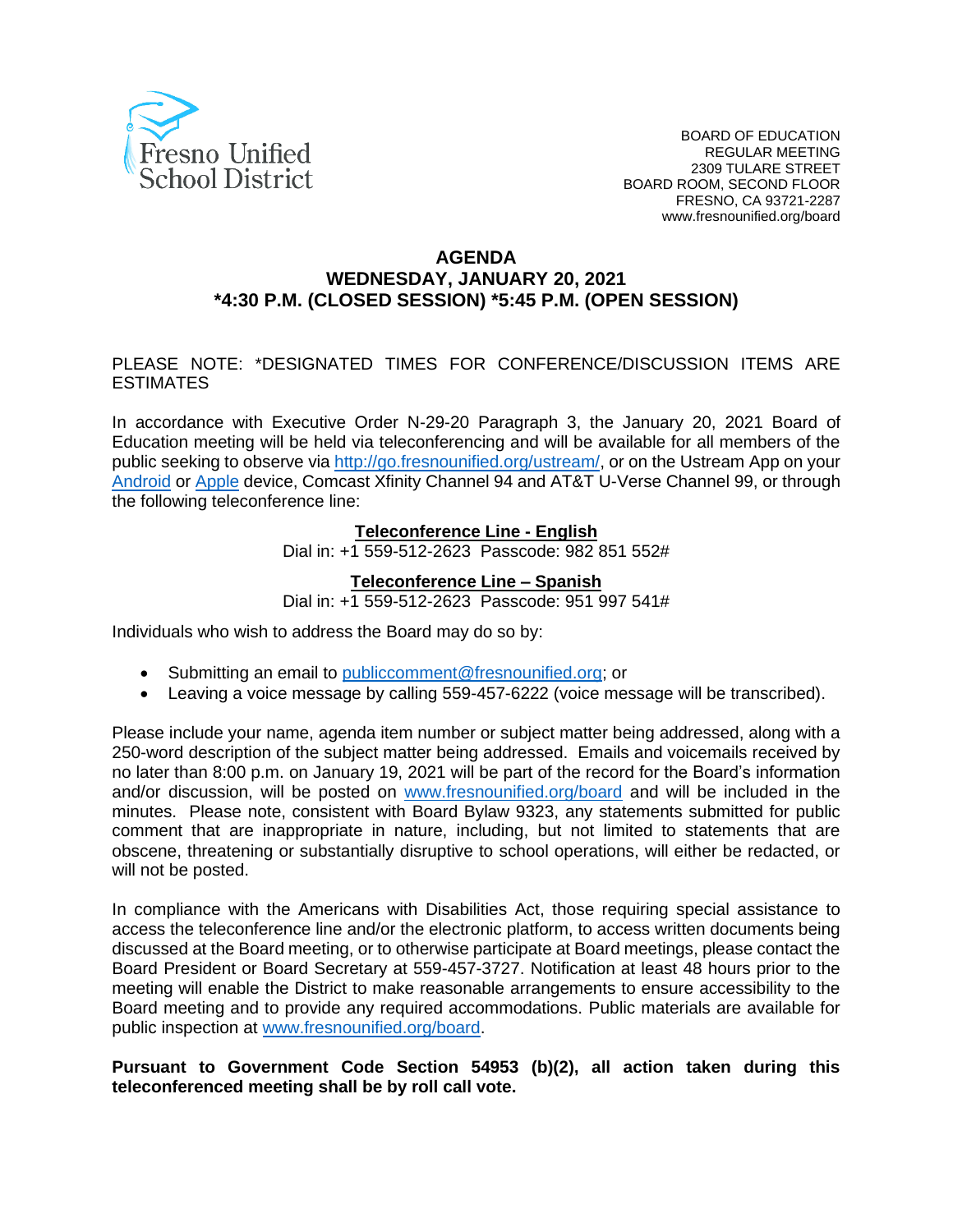Fresno Unified School District

BOARD OF EDUCATION
REGULAR MEETING
2309 TULARE STREET
BOARD ROOM, SECOND FLOOR
FRESNO, CA 93721-2287
www.fresnounified.org/board

# AGENDA
## WEDNESDAY, JANUARY 20, 2021
## *4:30 P.M. (CLOSED SESSION) *5:45 P.M. (OPEN SESSION)

PLEASE NOTE: *DESIGNATED TIMES FOR CONFERENCE/DISCUSSION ITEMS ARE ESTIMATES

In accordance with Executive Order N-29-20 Paragraph 3, the January 20, 2021 Board of Education meeting will be held via teleconferencing and will be available for all members of the public seeking to observe via http://go.fresnounified.org/ustream/, or on the Ustream App on your Android or Apple device, Comcast Xfinity Channel 94 and AT&T U-Verse Channel 99, or through the following teleconference line:

**Teleconference Line - English**
Dial in: +1 559-512-2623 Passcode: 982 851 552#

**Teleconference Line – Spanish**
Dial in: +1 559-512-2623 Passcode: 951 997 541#

Individuals who wish to address the Board may do so by:

- Submitting an email to publiccomment@fresnounified.org; or
- Leaving a voice message by calling 559-457-6222 (voice message will be transcribed).

Please include your name, agenda item number or subject matter being addressed, along with a 250-word description of the subject matter being addressed. Emails and voicemails received by no later than 8:00 p.m. on January 19, 2021 will be part of the record for the Board's information and/or discussion, will be posted on www.fresnounified.org/board and will be included in the minutes. Please note, consistent with Board Bylaw 9323, any statements submitted for public comment that are inappropriate in nature, including, but not limited to statements that are obscene, threatening or substantially disruptive to school operations, will either be redacted, or will not be posted.

In compliance with the Americans with Disabilities Act, those requiring special assistance to access the teleconference line and/or the electronic platform, to access written documents being discussed at the Board meeting, or to otherwise participate at Board meetings, please contact the Board President or Board Secretary at 559-457-3727. Notification at least 48 hours prior to the meeting will enable the District to make reasonable arrangements to ensure accessibility to the Board meeting and to provide any required accommodations. Public materials are available for public inspection at www.fresnounified.org/board.

**Pursuant to Government Code Section 54953 (b)(2), all action taken during this teleconferenced meeting shall be by roll call vote.**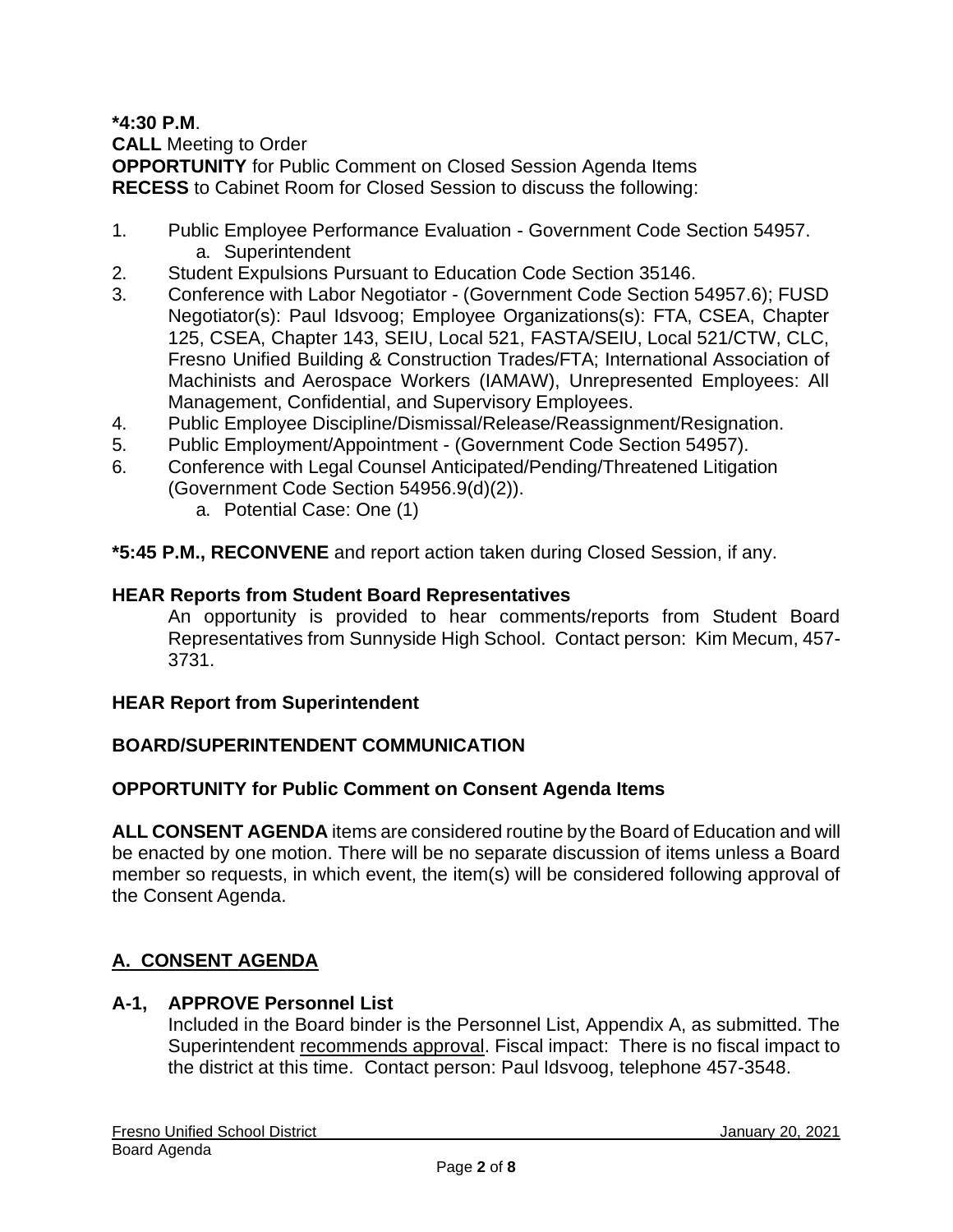**\*4:30 P.M**.
**CALL** Meeting to Order
**OPPORTUNITY** for Public Comment on Closed Session Agenda Items
**RECESS** to Cabinet Room for Closed Session to discuss the following:

1. Public Employee Performance Evaluation - Government Code Section 54957.
   a. Superintendent
2. Student Expulsions Pursuant to Education Code Section 35146.
3. Conference with Labor Negotiator - (Government Code Section 54957.6); FUSD Negotiator(s): Paul Idsvoog; Employee Organizations(s): FTA, CSEA, Chapter 125, CSEA, Chapter 143, SEIU, Local 521, FASTA/SEIU, Local 521/CTW, CLC, Fresno Unified Building & Construction Trades/FTA; International Association of Machinists and Aerospace Workers (IAMAW), Unrepresented Employees: All Management, Confidential, and Supervisory Employees.
4. Public Employee Discipline/Dismissal/Release/Reassignment/Resignation.
5. Public Employment/Appointment - (Government Code Section 54957).
6. Conference with Legal Counsel Anticipated/Pending/Threatened Litigation (Government Code Section 54956.9(d)(2)).
   a. Potential Case: One (1)

**\*5:45 P.M., RECONVENE** and report action taken during Closed Session, if any.

**HEAR Reports from Student Board Representatives**

An opportunity is provided to hear comments/reports from Student Board Representatives from Sunnyside High School. Contact person: Kim Mecum, 457-3731.

**HEAR Report from Superintendent**

**BOARD/SUPERINTENDENT COMMUNICATION**

**OPPORTUNITY for Public Comment on Consent Agenda Items**

**ALL CONSENT AGENDA** items are considered routine by the Board of Education and will be enacted by one motion. There will be no separate discussion of items unless a Board member so requests, in which event, the item(s) will be considered following approval of the Consent Agenda.

## A. CONSENT AGENDA

**A-1, APPROVE Personnel List**

Included in the Board binder is the Personnel List, Appendix A, as submitted. The Superintendent recommends approval. Fiscal impact: There is no fiscal impact to the district at this time. Contact person: Paul Idsvoog, telephone 457-3548.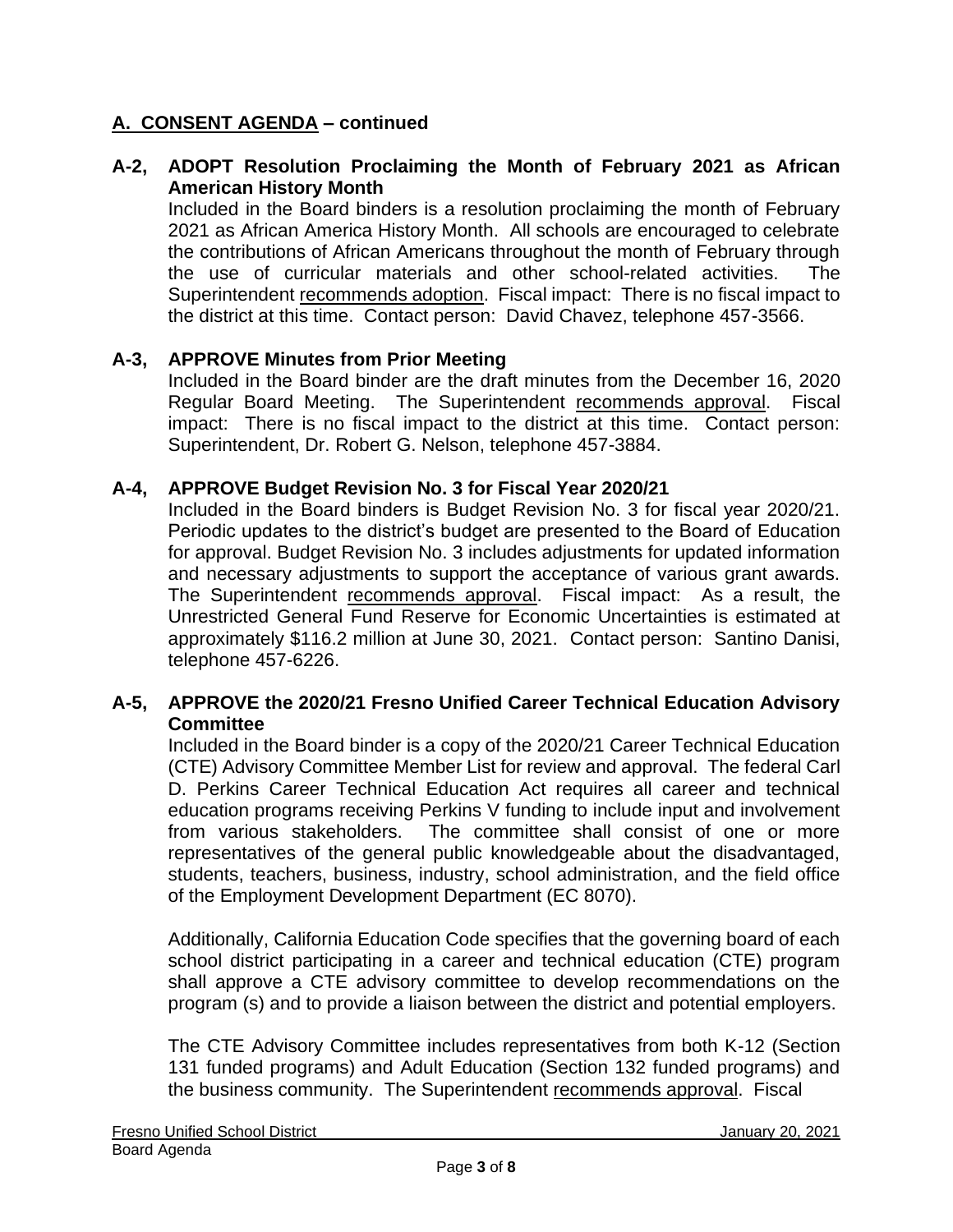## A. CONSENT AGENDA – continued

**A-2, ADOPT Resolution Proclaiming the Month of February 2021 as African American History Month**

Included in the Board binders is a resolution proclaiming the month of February 2021 as African America History Month. All schools are encouraged to celebrate the contributions of African Americans throughout the month of February through the use of curricular materials and other school-related activities. The Superintendent recommends adoption. Fiscal impact: There is no fiscal impact to the district at this time. Contact person: David Chavez, telephone 457-3566.

**A-3, APPROVE Minutes from Prior Meeting**

Included in the Board binder are the draft minutes from the December 16, 2020 Regular Board Meeting. The Superintendent recommends approval. Fiscal impact: There is no fiscal impact to the district at this time. Contact person: Superintendent, Dr. Robert G. Nelson, telephone 457-3884.

**A-4, APPROVE Budget Revision No. 3 for Fiscal Year 2020/21**

Included in the Board binders is Budget Revision No. 3 for fiscal year 2020/21. Periodic updates to the district's budget are presented to the Board of Education for approval. Budget Revision No. 3 includes adjustments for updated information and necessary adjustments to support the acceptance of various grant awards. The Superintendent recommends approval. Fiscal impact: As a result, the Unrestricted General Fund Reserve for Economic Uncertainties is estimated at approximately $116.2 million at June 30, 2021. Contact person: Santino Danisi, telephone 457-6226.

**A-5, APPROVE the 2020/21 Fresno Unified Career Technical Education Advisory Committee**

Included in the Board binder is a copy of the 2020/21 Career Technical Education (CTE) Advisory Committee Member List for review and approval. The federal Carl D. Perkins Career Technical Education Act requires all career and technical education programs receiving Perkins V funding to include input and involvement from various stakeholders. The committee shall consist of one or more representatives of the general public knowledgeable about the disadvantaged, students, teachers, business, industry, school administration, and the field office of the Employment Development Department (EC 8070).

Additionally, California Education Code specifies that the governing board of each school district participating in a career and technical education (CTE) program shall approve a CTE advisory committee to develop recommendations on the program (s) and to provide a liaison between the district and potential employers.

The CTE Advisory Committee includes representatives from both K-12 (Section 131 funded programs) and Adult Education (Section 132 funded programs) and the business community. The Superintendent recommends approval. Fiscal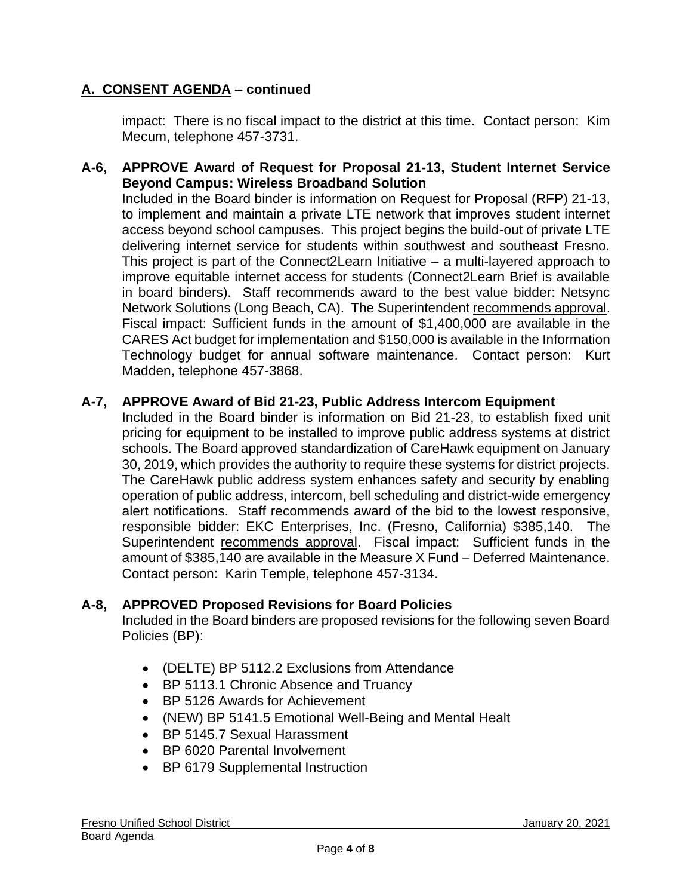## A. CONSENT AGENDA – continued

impact: There is no fiscal impact to the district at this time. Contact person: Kim Mecum, telephone 457-3731.

**A-6, APPROVE Award of Request for Proposal 21-13, Student Internet Service Beyond Campus: Wireless Broadband Solution**

Included in the Board binder is information on Request for Proposal (RFP) 21-13, to implement and maintain a private LTE network that improves student internet access beyond school campuses. This project begins the build-out of private LTE delivering internet service for students within southwest and southeast Fresno. This project is part of the Connect2Learn Initiative – a multi-layered approach to improve equitable internet access for students (Connect2Learn Brief is available in board binders). Staff recommends award to the best value bidder: Netsync Network Solutions (Long Beach, CA). The Superintendent recommends approval. Fiscal impact: Sufficient funds in the amount of $1,400,000 are available in the CARES Act budget for implementation and $150,000 is available in the Information Technology budget for annual software maintenance. Contact person: Kurt Madden, telephone 457-3868.

**A-7, APPROVE Award of Bid 21-23, Public Address Intercom Equipment**

Included in the Board binder is information on Bid 21-23, to establish fixed unit pricing for equipment to be installed to improve public address systems at district schools. The Board approved standardization of CareHawk equipment on January 30, 2019, which provides the authority to require these systems for district projects. The CareHawk public address system enhances safety and security by enabling operation of public address, intercom, bell scheduling and district-wide emergency alert notifications. Staff recommends award of the bid to the lowest responsive, responsible bidder: EKC Enterprises, Inc. (Fresno, California) $385,140. The Superintendent recommends approval. Fiscal impact: Sufficient funds in the amount of $385,140 are available in the Measure X Fund – Deferred Maintenance. Contact person: Karin Temple, telephone 457-3134.

**A-8, APPROVED Proposed Revisions for Board Policies**

Included in the Board binders are proposed revisions for the following seven Board Policies (BP):

- (DELTE) BP 5112.2 Exclusions from Attendance
- BP 5113.1 Chronic Absence and Truancy
- BP 5126 Awards for Achievement
- (NEW) BP 5141.5 Emotional Well-Being and Mental Healt
- BP 5145.7 Sexual Harassment
- BP 6020 Parental Involvement
- BP 6179 Supplemental Instruction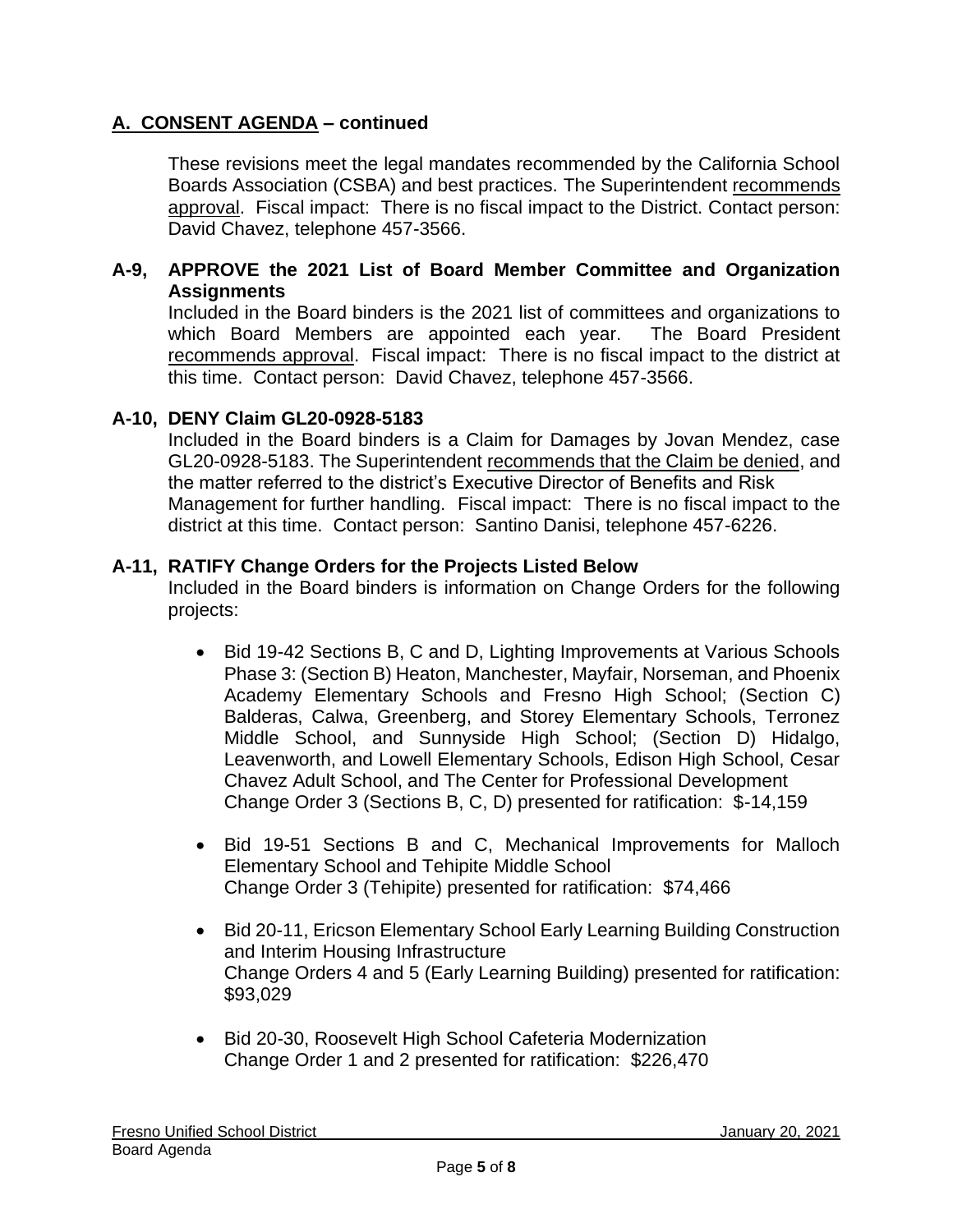## A. CONSENT AGENDA – continued

These revisions meet the legal mandates recommended by the California School Boards Association (CSBA) and best practices. The Superintendent recommends approval. Fiscal impact: There is no fiscal impact to the District. Contact person: David Chavez, telephone 457-3566.

### A-9, APPROVE the 2021 List of Board Member Committee and Organization Assignments

Included in the Board binders is the 2021 list of committees and organizations to which Board Members are appointed each year. The Board President recommends approval. Fiscal impact: There is no fiscal impact to the district at this time. Contact person: David Chavez, telephone 457-3566.

### A-10, DENY Claim GL20-0928-5183

Included in the Board binders is a Claim for Damages by Jovan Mendez, case GL20-0928-5183. The Superintendent recommends that the Claim be denied, and the matter referred to the district's Executive Director of Benefits and Risk Management for further handling. Fiscal impact: There is no fiscal impact to the district at this time. Contact person: Santino Danisi, telephone 457-6226.

### A-11, RATIFY Change Orders for the Projects Listed Below

Included in the Board binders is information on Change Orders for the following projects:

- Bid 19-42 Sections B, C and D, Lighting Improvements at Various Schools Phase 3: (Section B) Heaton, Manchester, Mayfair, Norseman, and Phoenix Academy Elementary Schools and Fresno High School; (Section C) Balderas, Calwa, Greenberg, and Storey Elementary Schools, Terronez Middle School, and Sunnyside High School; (Section D) Hidalgo, Leavenworth, and Lowell Elementary Schools, Edison High School, Cesar Chavez Adult School, and The Center for Professional Development
  Change Order 3 (Sections B, C, D) presented for ratification: $-14,159

- Bid 19-51 Sections B and C, Mechanical Improvements for Malloch Elementary School and Tehipite Middle School
  Change Order 3 (Tehipite) presented for ratification: $74,466

- Bid 20-11, Ericson Elementary School Early Learning Building Construction and Interim Housing Infrastructure
  Change Orders 4 and 5 (Early Learning Building) presented for ratification: $93,029

- Bid 20-30, Roosevelt High School Cafeteria Modernization
  Change Order 1 and 2 presented for ratification: $226,470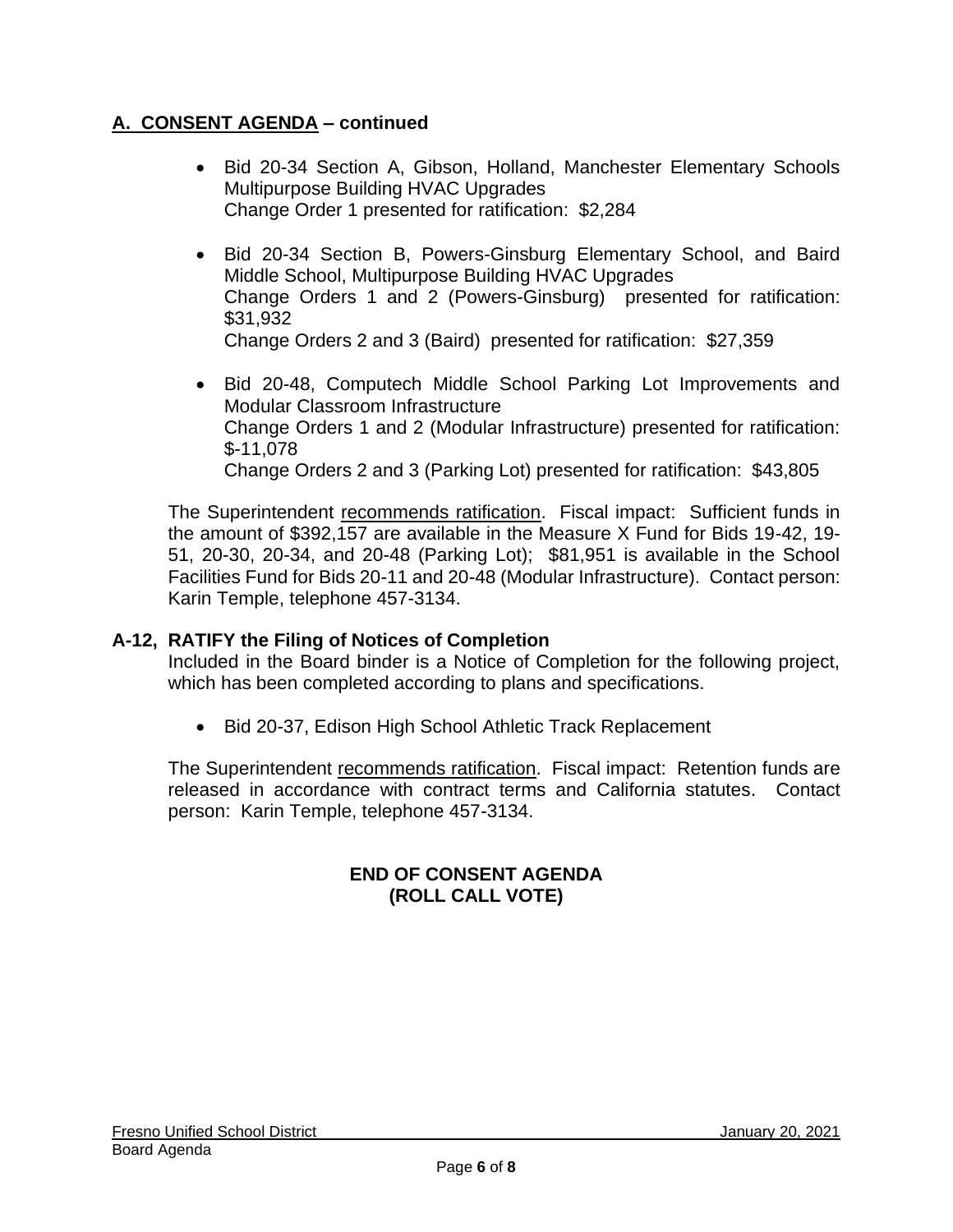## A. CONSENT AGENDA – continued

- Bid 20-34 Section A, Gibson, Holland, Manchester Elementary Schools Multipurpose Building HVAC Upgrades
  Change Order 1 presented for ratification: $2,284
- Bid 20-34 Section B, Powers-Ginsburg Elementary School, and Baird Middle School, Multipurpose Building HVAC Upgrades
  Change Orders 1 and 2 (Powers-Ginsburg) presented for ratification: $31,932
  Change Orders 2 and 3 (Baird) presented for ratification: $27,359
- Bid 20-48, Computech Middle School Parking Lot Improvements and Modular Classroom Infrastructure
  Change Orders 1 and 2 (Modular Infrastructure) presented for ratification: $-11,078
  Change Orders 2 and 3 (Parking Lot) presented for ratification: $43,805

The Superintendent recommends ratification. Fiscal impact: Sufficient funds in the amount of $392,157 are available in the Measure X Fund for Bids 19-42, 19-51, 20-30, 20-34, and 20-48 (Parking Lot); $81,951 is available in the School Facilities Fund for Bids 20-11 and 20-48 (Modular Infrastructure). Contact person: Karin Temple, telephone 457-3134.

### A-12, RATIFY the Filing of Notices of Completion

Included in the Board binder is a Notice of Completion for the following project, which has been completed according to plans and specifications.

- Bid 20-37, Edison High School Athletic Track Replacement

The Superintendent recommends ratification. Fiscal impact: Retention funds are released in accordance with contract terms and California statutes. Contact person: Karin Temple, telephone 457-3134.

**END OF CONSENT AGENDA**
**(ROLL CALL VOTE)**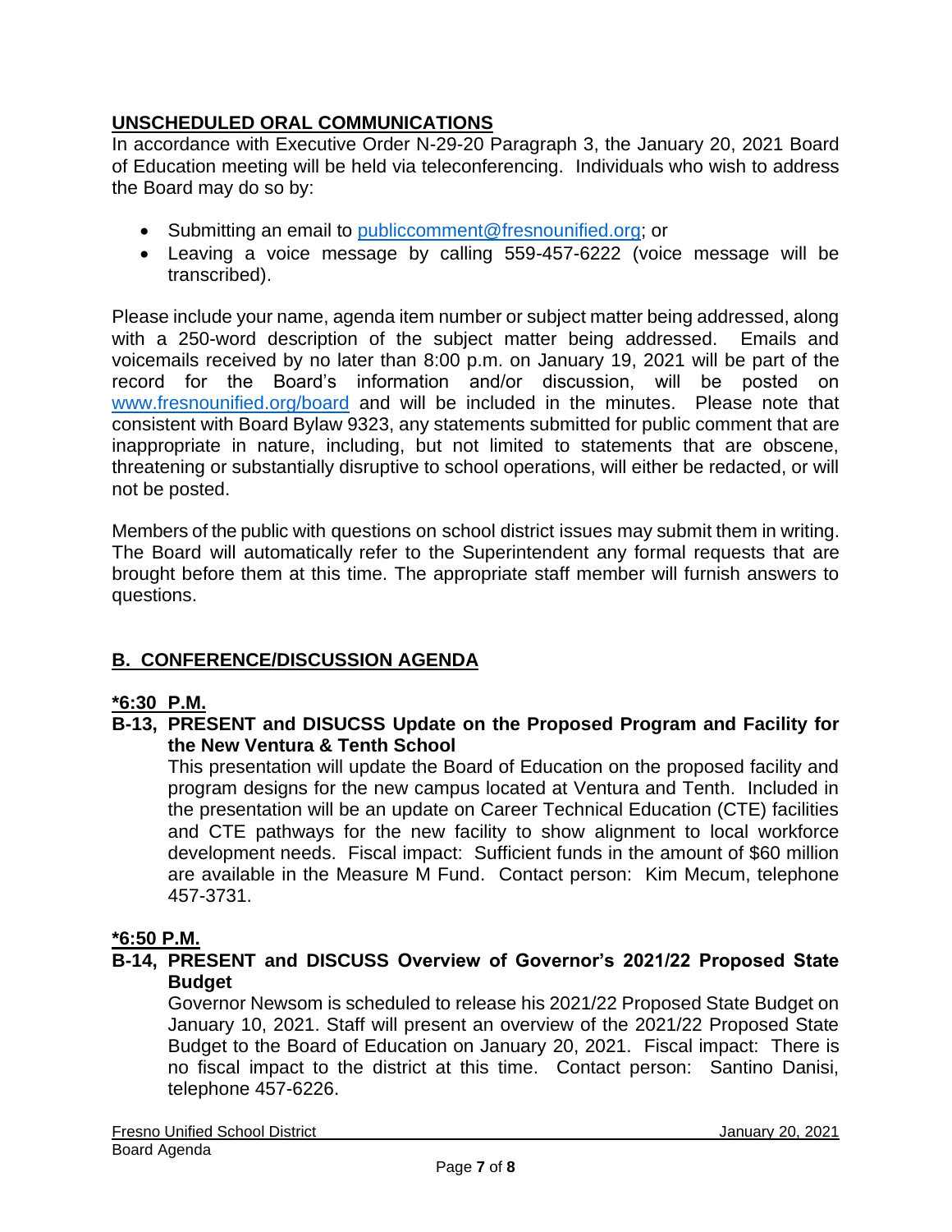## UNSCHEDULED ORAL COMMUNICATIONS

In accordance with Executive Order N-29-20 Paragraph 3, the January 20, 2021 Board of Education meeting will be held via teleconferencing. Individuals who wish to address the Board may do so by:

- Submitting an email to publiccomment@fresnounified.org; or
- Leaving a voice message by calling 559-457-6222 (voice message will be transcribed).

Please include your name, agenda item number or subject matter being addressed, along with a 250-word description of the subject matter being addressed. Emails and voicemails received by no later than 8:00 p.m. on January 19, 2021 will be part of the record for the Board's information and/or discussion, will be posted on www.fresnounified.org/board and will be included in the minutes. Please note that consistent with Board Bylaw 9323, any statements submitted for public comment that are inappropriate in nature, including, but not limited to statements that are obscene, threatening or substantially disruptive to school operations, will either be redacted, or will not be posted.

Members of the public with questions on school district issues may submit them in writing. The Board will automatically refer to the Superintendent any formal requests that are brought before them at this time. The appropriate staff member will furnish answers to questions.

## B. CONFERENCE/DISCUSSION AGENDA

**\*6:30 P.M.**

**B-13, PRESENT and DISUCSS Update on the Proposed Program and Facility for the New Ventura & Tenth School**

This presentation will update the Board of Education on the proposed facility and program designs for the new campus located at Ventura and Tenth. Included in the presentation will be an update on Career Technical Education (CTE) facilities and CTE pathways for the new facility to show alignment to local workforce development needs. Fiscal impact: Sufficient funds in the amount of $60 million are available in the Measure M Fund. Contact person: Kim Mecum, telephone 457-3731.

**\*6:50 P.M.**

**B-14, PRESENT and DISCUSS Overview of Governor's 2021/22 Proposed State Budget**

Governor Newsom is scheduled to release his 2021/22 Proposed State Budget on January 10, 2021. Staff will present an overview of the 2021/22 Proposed State Budget to the Board of Education on January 20, 2021. Fiscal impact: There is no fiscal impact to the district at this time. Contact person: Santino Danisi, telephone 457-6226.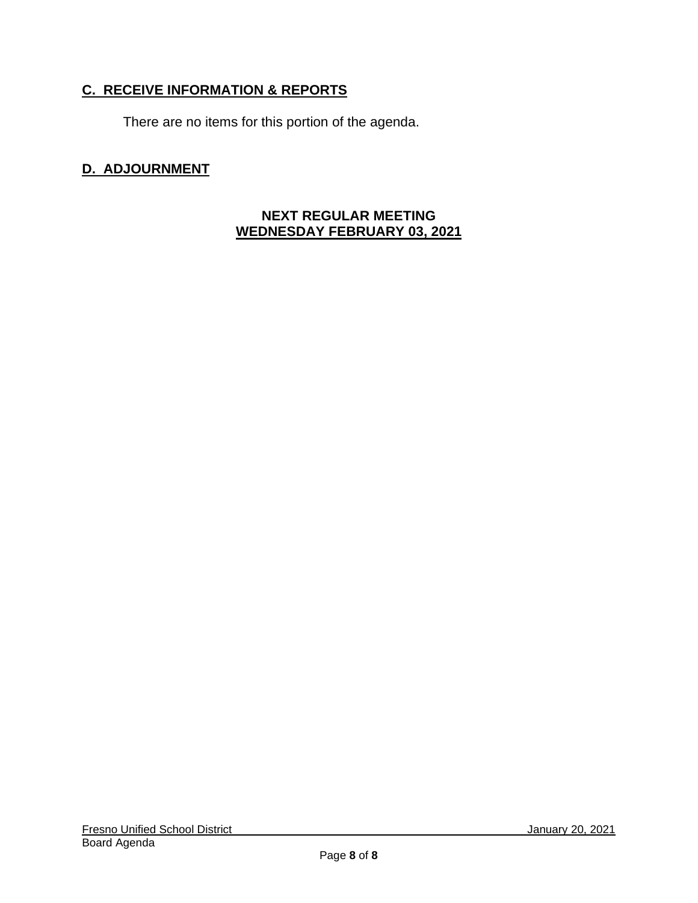## C. RECEIVE INFORMATION & REPORTS

There are no items for this portion of the agenda.

## D. ADJOURNMENT

**NEXT REGULAR MEETING**
**WEDNESDAY FEBRUARY 03, 2021**